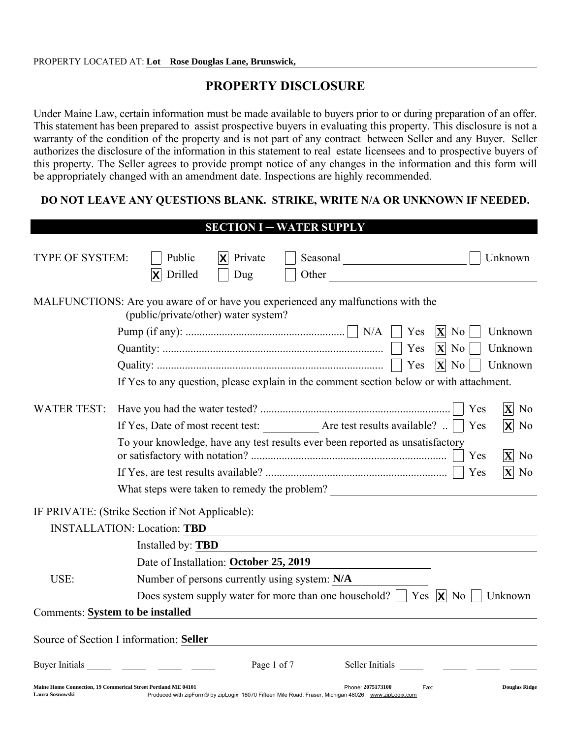PROPERTY LOCATED AT: **Lot Rose Douglas Lane, Brunswick,**

# PROPERTY DISCLOSURE

Under Maine Law, certain information must be made available to buyers prior to or during preparation of an offer. This statement has been prepared to assist prospective buyers in evaluating this property. This disclosure is not a warranty of the condition of the property and is not part of any contract between Seller and any Buyer. Seller authorizes the disclosure of the information in this statement to real estate licensees and to prospective buyers of this property. The Seller agrees to provide prompt notice of any changes in the information and this form will be appropriately changed with an amendment date. Inspections are highly recommended.

**DO NOT LEAVE ANY QUESTIONS BLANK. STRIKE, WRITE N/A OR UNKNOWN IF NEEDED.**

## SECTION I – WATER SUPPLY

TYPE OF SYSTEM: ☐ Public ☒ Private ☐ Seasonal \_\_\_\_\_\_\_\_ ☐ Unknown
☒ Drilled ☐ Dug ☐ Other \_\_\_\_\_\_\_\_

MALFUNCTIONS: Are you aware of or have you experienced any malfunctions with the (public/private/other) water system?

- Pump (if any): ☐ N/A ☐ Yes ☒ No ☐ Unknown
- Quantity: ☐ Yes ☒ No ☐ Unknown
- Quality: ☐ Yes ☒ No ☐ Unknown

If Yes to any question, please explain in the comment section below or with attachment.

WATER TEST:

- Have you had the water tested? ☐ Yes ☒ No
- If Yes, Date of most recent test: \_\_\_\_\_\_\_\_ Are test results available? ☐ Yes ☒ No
- To your knowledge, have any test results ever been reported as unsatisfactory or satisfactory with notation? ☐ Yes ☒ No
- If Yes, are test results available? ☐ Yes ☒ No
- What steps were taken to remedy the problem? \_\_\_\_\_\_\_\_

IF PRIVATE: (Strike Section if Not Applicable):

INSTALLATION: Location: **TBD**

Installed by: **TBD**

Date of Installation: **October 25, 2019**

USE: Number of persons currently using system: **N/A**

Does system supply water for more than one household? ☐ Yes ☒ No ☐ Unknown

Comments: **System to be installed**

Source of Section I information: **Seller**

Buyer Initials \_\_\_\_ \_\_\_\_ \_\_\_\_ \_\_\_\_ Seller Initials \_\_\_\_ \_\_\_\_ \_\_\_\_ \_\_\_\_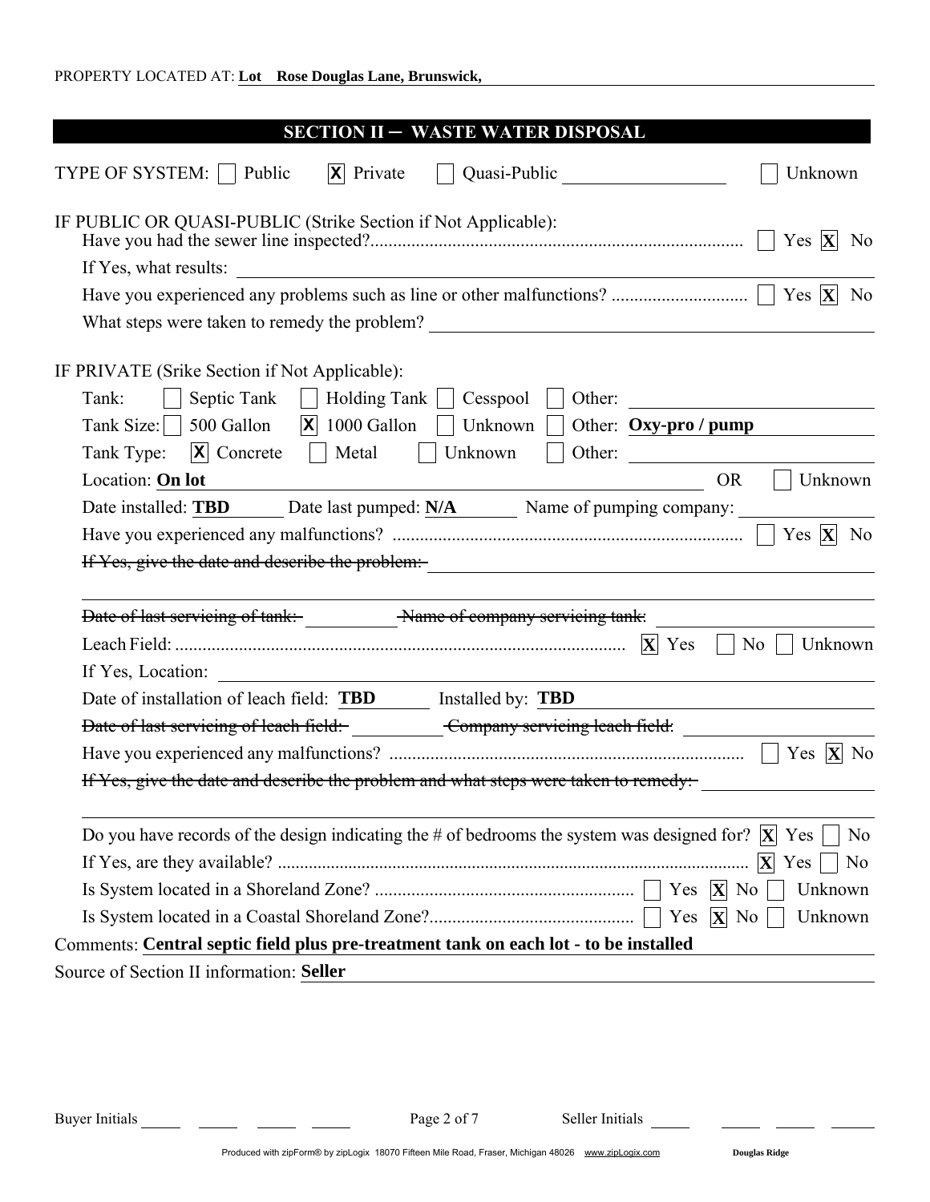PROPERTY LOCATED AT: **Lot Rose Douglas Lane, Brunswick,**

## SECTION II – WASTE WATER DISPOSAL

TYPE OF SYSTEM: ☐ Public ☒ Private ☐ Quasi-Public ______ ☐ Unknown

IF PUBLIC OR QUASI-PUBLIC (Strike Section if Not Applicable):

Have you had the sewer line inspected? ☐ Yes ☒ No

If Yes, what results:

Have you experienced any problems such as line or other malfunctions? ☐ Yes ☒ No

What steps were taken to remedy the problem?

IF PRIVATE (Srike Section if Not Applicable):

Tank: ☐ Septic Tank ☐ Holding Tank ☐ Cesspool ☐ Other:

Tank Size: ☐ 500 Gallon ☒ 1000 Gallon ☐ Unknown ☐ Other: **Oxy-pro / pump**

Tank Type: ☒ Concrete ☐ Metal ☐ Unknown ☐ Other:

Location: **On lot** OR ☐ Unknown

Date installed: **TBD** Date last pumped: **N/A** Name of pumping company:

Have you experienced any malfunctions? ☐ Yes ☒ No

~~If Yes, give the date and describe the problem:~~

~~Date of last servicing of tank:~~ ~~Name of company servicing tank:~~

Leach Field: ☒ Yes ☐ No ☐ Unknown

If Yes, Location:

Date of installation of leach field: **TBD** Installed by: **TBD**

~~Date of last servicing of leach field:~~ ~~Company servicing leach field:~~

Have you experienced any malfunctions? ☐ Yes ☒ No

~~If Yes, give the date and describe the problem and what steps were taken to remedy:~~

Do you have records of the design indicating the # of bedrooms the system was designed for? ☒ Yes ☐ No

If Yes, are they available? ☒ Yes ☐ No

Is System located in a Shoreland Zone? ☐ Yes ☒ No ☐ Unknown

Is System located in a Coastal Shoreland Zone? ☐ Yes ☒ No ☐ Unknown

Comments: **Central septic field plus pre-treatment tank on each lot - to be installed**

Source of Section II information: **Seller**

Buyer Initials ____ ____ ____ ____ Seller Initials ____ ____ ____ ____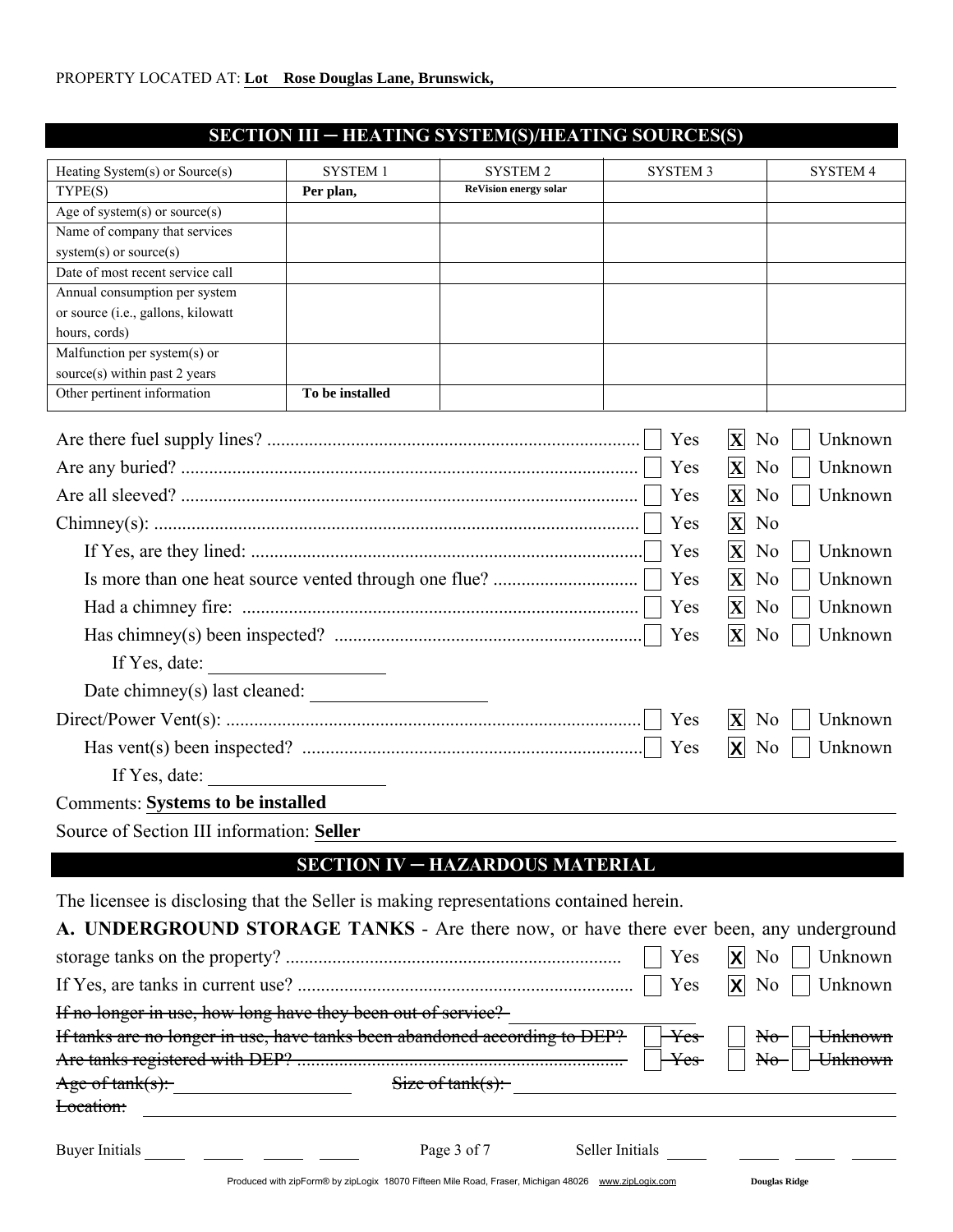PROPERTY LOCATED AT: **Lot Rose Douglas Lane, Brunswick,**

## SECTION III – HEATING SYSTEM(S)/HEATING SOURCES(S)

| Heating System(s) or Source(s) | SYSTEM 1 | SYSTEM 2 | SYSTEM 3 | SYSTEM 4 |
|---|---|---|---|---|
| TYPE(S) | **Per plan,** | **ReVision energy solar** | | |
| Age of system(s) or source(s) | | | | |
| Name of company that services system(s) or source(s) | | | | |
| Date of most recent service call | | | | |
| Annual consumption per system or source (i.e., gallons, kilowatt hours, cords) | | | | |
| Malfunction per system(s) or source(s) within past 2 years | | | | |
| Other pertinent information | **To be installed** | | | |

Are there fuel supply lines? ☐ Yes ☒ No ☐ Unknown

Are any buried? ☐ Yes ☒ No ☐ Unknown

Are all sleeved? ☐ Yes ☒ No ☐ Unknown

Chimney(s): ☐ Yes ☒ No

If Yes, are they lined: ☐ Yes ☒ No ☐ Unknown

Is more than one heat source vented through one flue? ☐ Yes ☒ No ☐ Unknown

Had a chimney fire: ☐ Yes ☒ No ☐ Unknown

Has chimney(s) been inspected? ☐ Yes ☒ No ☐ Unknown

If Yes, date: \_\_\_\_\_\_\_\_\_\_

Date chimney(s) last cleaned: \_\_\_\_\_\_\_\_\_\_

Direct/Power Vent(s): ☐ Yes ☒ No ☐ Unknown

Has vent(s) been inspected? ☐ Yes ☒ No ☐ Unknown

If Yes, date: \_\_\_\_\_\_\_\_\_\_

Comments: **Systems to be installed**

Source of Section III information: **Seller**

## SECTION IV – HAZARDOUS MATERIAL

The licensee is disclosing that the Seller is making representations contained herein.

**A. UNDERGROUND STORAGE TANKS** - Are there now, or have there ever been, any underground storage tanks on the property? ☐ Yes ☒ No ☐ Unknown

If Yes, are tanks in current use? ☐ Yes ☒ No ☐ Unknown

~~If no longer in use, how long have they been out of service?~~ \_\_\_\_\_\_\_\_\_\_

~~If tanks are no longer in use, have tanks been abandoned according to DEP?~~ ☐ ~~Yes~~ ☐ ~~No~~ ☐ ~~Unknown~~

~~Are tanks registered with DEP?~~ ☐ ~~Yes~~ ☐ ~~No~~ ☐ ~~Unknown~~

~~Age of tank(s):~~ \_\_\_\_\_\_\_\_\_\_ ~~Size of tank(s):~~ \_\_\_\_\_\_\_\_\_\_

~~Location:~~ \_\_\_\_\_\_\_\_\_\_

Buyer Initials \_\_\_\_ \_\_\_\_ \_\_\_\_ \_\_\_\_ Seller Initials \_\_\_\_ \_\_\_\_ \_\_\_\_ \_\_\_\_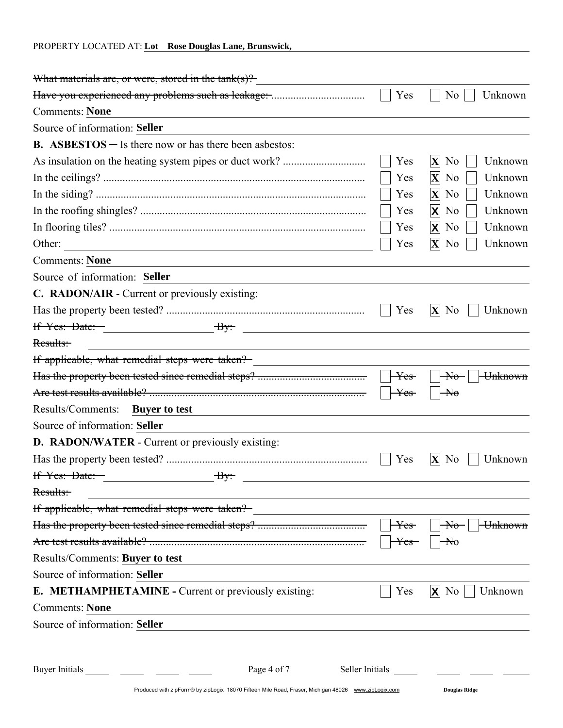PROPERTY LOCATED AT: **Lot Rose Douglas Lane, Brunswick,**

~~What materials are, or were, stored in the tank(s)?~~

~~Have you experienced any problems such as leakage:~~ ☐ Yes ☐ No ☐ Unknown

Comments: **None**

Source of information: **Seller**

**B. ASBESTOS** – Is there now or has there been asbestos:

| | | | |
|---|---|---|---|
| As insulation on the heating system pipes or duct work? | ☐ Yes | ☒ No | ☐ Unknown |
| In the ceilings? | ☐ Yes | ☒ No | ☐ Unknown |
| In the siding? | ☐ Yes | ☒ No | ☐ Unknown |
| In the roofing shingles? | ☐ Yes | ☒ No | ☐ Unknown |
| In flooring tiles? | ☐ Yes | ☒ No | ☐ Unknown |
| Other: | ☐ Yes | ☒ No | ☐ Unknown |

Comments: **None**

Source of information: **Seller**

**C. RADON/AIR** - Current or previously existing:

Has the property been tested? ☐ Yes ☒ No ☐ Unknown

~~If Yes: Date:~~ ~~By:~~

~~Results:~~

~~If applicable, what remedial steps were taken?~~

~~Has the property been tested since remedial steps?~~ ☐ ~~Yes~~ ☐ ~~No~~ ☐ ~~Unknown~~

~~Are test results available?~~ ☐ ~~Yes~~ ☐ ~~No~~

Results/Comments: **Buyer to test**

Source of information: **Seller**

**D. RADON/WATER** - Current or previously existing:

Has the property been tested? ☐ Yes ☒ No ☐ Unknown

~~If Yes: Date:~~ ~~By:~~

~~Results:~~

~~If applicable, what remedial steps were taken?~~

~~Has the property been tested since remedial steps?~~ ☐ ~~Yes~~ ☐ ~~No~~ ☐ ~~Unknown~~

~~Are test results available?~~ ☐ ~~Yes~~ ☐ ~~No~~

Results/Comments: **Buyer to test**

Source of information: **Seller**

**E. METHAMPHETAMINE -** Current or previously existing: ☐ Yes ☒ No ☐ Unknown

Comments: **None**

Source of information: **Seller**

Buyer Initials ______ ______ ______ ______ Seller Initials ______ ______ ______ ______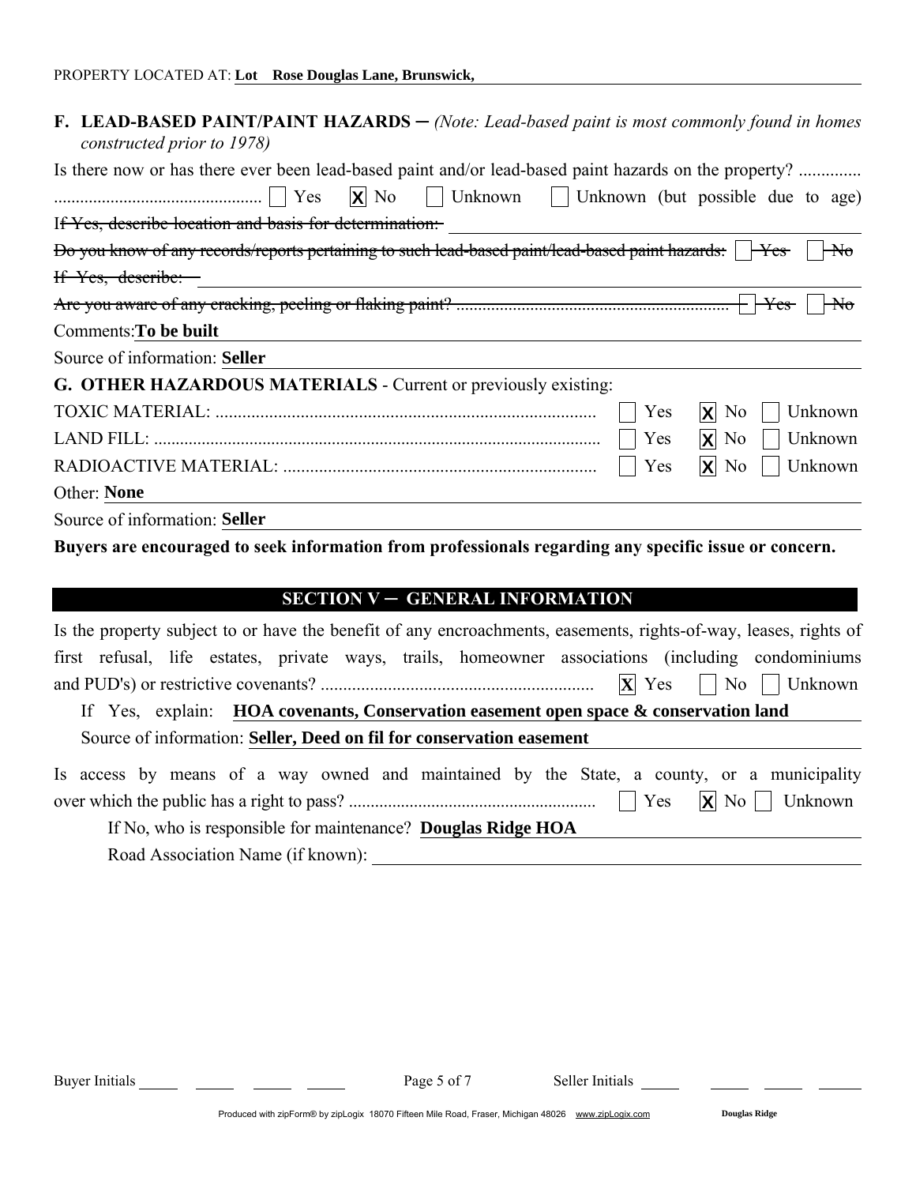PROPERTY LOCATED AT: **Lot Rose Douglas Lane, Brunswick,**

**F. LEAD-BASED PAINT/PAINT HAZARDS** – *(Note: Lead-based paint is most commonly found in homes constructed prior to 1978)*

Is there now or has there ever been lead-based paint and/or lead-based paint hazards on the property? .............. ☐ Yes ☒ No ☐ Unknown ☐ Unknown (but possible due to age)

~~If Yes, describe location and basis for determination:~~

~~Do you know of any records/reports pertaining to such lead-based paint/lead-based paint hazards:~~ ☐ ~~Yes~~ ☐ ~~No~~

~~If Yes, describe:~~

~~Are you aware of any cracking, peeling or flaking paint?~~ ☐ ~~Yes~~ ☐ ~~No~~

Comments: **To be built**

Source of information: **Seller**

**G. OTHER HAZARDOUS MATERIALS** - Current or previously existing:

TOXIC MATERIAL: ☐ Yes ☒ No ☐ Unknown

LAND FILL: ☐ Yes ☒ No ☐ Unknown

RADIOACTIVE MATERIAL: ☐ Yes ☒ No ☐ Unknown

Other: **None**

Source of information: **Seller**

**Buyers are encouraged to seek information from professionals regarding any specific issue or concern.**

## SECTION V – GENERAL INFORMATION

Is the property subject to or have the benefit of any encroachments, easements, rights-of-way, leases, rights of first refusal, life estates, private ways, trails, homeowner associations (including condominiums and PUD's) or restrictive covenants? ☒ Yes ☐ No ☐ Unknown

If Yes, explain: **HOA covenants, Conservation easement open space & conservation land**

Source of information: **Seller, Deed on fil for conservation easement**

Is access by means of a way owned and maintained by the State, a county, or a municipality over which the public has a right to pass? ☐ Yes ☒ No ☐ Unknown

If No, who is responsible for maintenance? **Douglas Ridge HOA**

Road Association Name (if known):

Buyer Initials ______ ______ ______ ______ Seller Initials ______ ______ ______ ______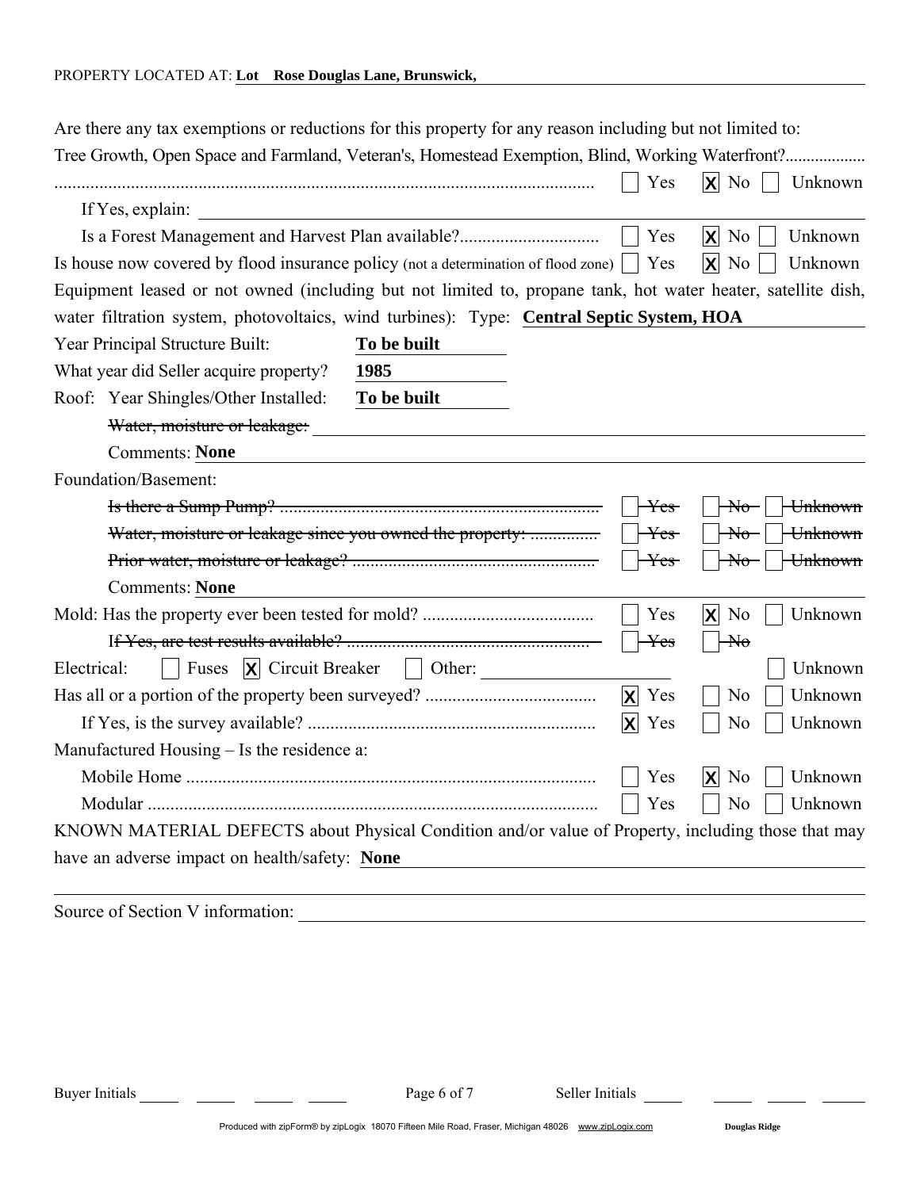PROPERTY LOCATED AT: **Lot Rose Douglas Lane, Brunswick,**

Are there any tax exemptions or reductions for this property for any reason including but not limited to: Tree Growth, Open Space and Farmland, Veteran's, Homestead Exemption, Blind, Working Waterfront? ☐ Yes ☒ No ☐ Unknown

If Yes, explain:

Is a Forest Management and Harvest Plan available? ☐ Yes ☒ No ☐ Unknown

Is house now covered by flood insurance policy (not a determination of flood zone) ☐ Yes ☒ No ☐ Unknown

Equipment leased or not owned (including but not limited to, propane tank, hot water heater, satellite dish, water filtration system, photovoltaics, wind turbines): Type: **Central Septic System, HOA**

Year Principal Structure Built: **To be built**

What year did Seller acquire property? **1985**

Roof: Year Shingles/Other Installed: **To be built**

~~Water, moisture or leakage:~~

Comments: **None**

Foundation/Basement:

~~Is there a Sump Pump?~~ ☐ ~~Yes~~ ☐ ~~No~~ ☐ ~~Unknown~~

~~Water, moisture or leakage since you owned the property:~~ ☐ ~~Yes~~ ☐ ~~No~~ ☐ ~~Unknown~~

~~Prior water, moisture or leakage?~~ ☐ ~~Yes~~ ☐ ~~No~~ ☐ ~~Unknown~~

Comments: **None**

Mold: Has the property ever been tested for mold? ☐ Yes ☒ No ☐ Unknown

~~If Yes, are test results available?~~ ☐ ~~Yes~~ ☐ ~~No~~

Electrical: ☐ Fuses ☒ Circuit Breaker ☐ Other: ☐ Unknown

Has all or a portion of the property been surveyed? ☒ Yes ☐ No ☐ Unknown

If Yes, is the survey available? ☒ Yes ☐ No ☐ Unknown

Manufactured Housing – Is the residence a:

Mobile Home ☐ Yes ☒ No ☐ Unknown

Modular ☐ Yes ☐ No ☐ Unknown

KNOWN MATERIAL DEFECTS about Physical Condition and/or value of Property, including those that may have an adverse impact on health/safety: **None**

Source of Section V information:

Buyer Initials ______ ______ ______ ______ Seller Initials ______ ______ ______ ______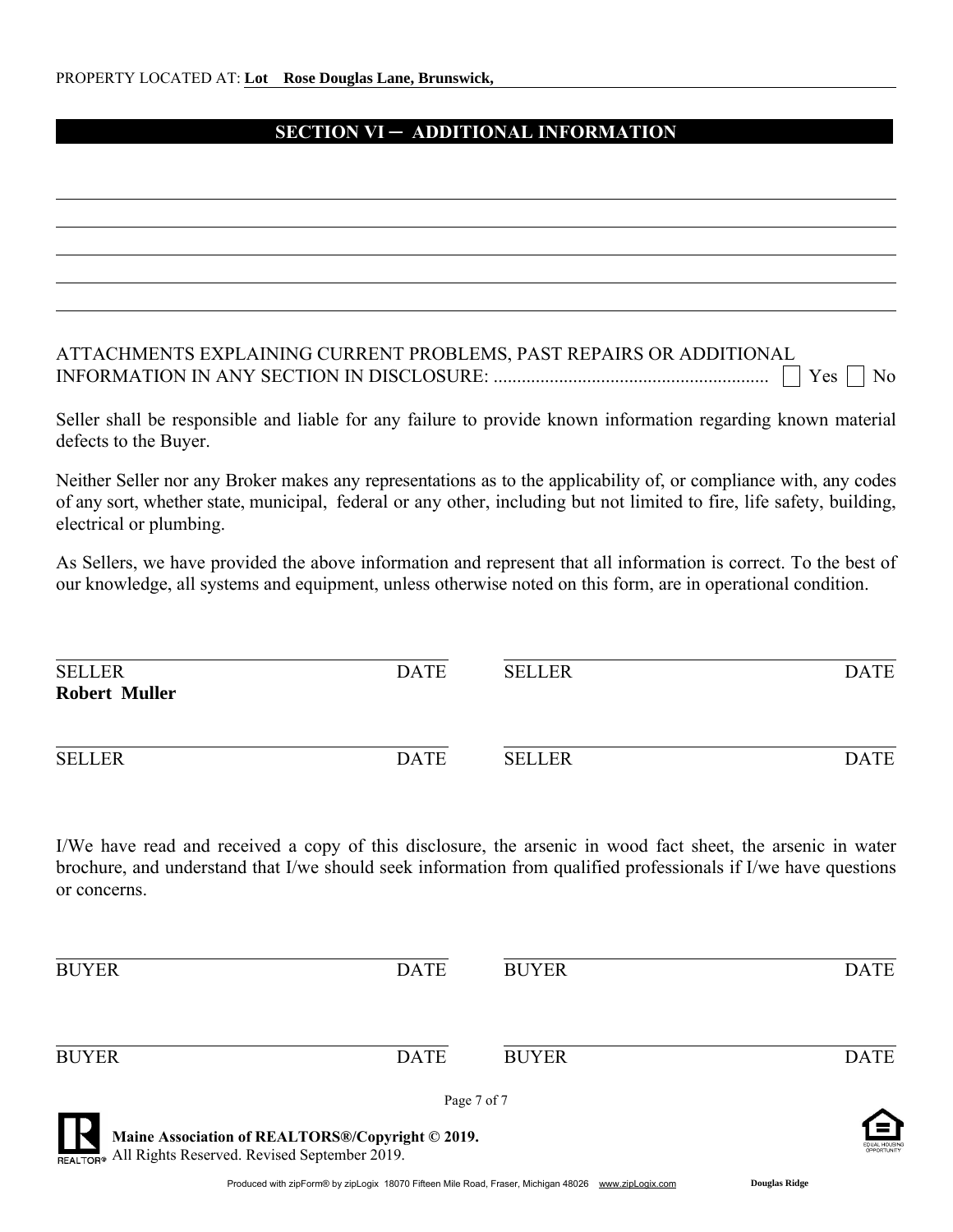PROPERTY LOCATED AT: **Lot Rose Douglas Lane, Brunswick,**

## SECTION VI – ADDITIONAL INFORMATION

ATTACHMENTS EXPLAINING CURRENT PROBLEMS, PAST REPAIRS OR ADDITIONAL INFORMATION IN ANY SECTION IN DISCLOSURE: .......................................................... ☐ Yes ☐ No

Seller shall be responsible and liable for any failure to provide known information regarding known material defects to the Buyer.

Neither Seller nor any Broker makes any representations as to the applicability of, or compliance with, any codes of any sort, whether state, municipal, federal or any other, including but not limited to fire, life safety, building, electrical or plumbing.

As Sellers, we have provided the above information and represent that all information is correct. To the best of our knowledge, all systems and equipment, unless otherwise noted on this form, are in operational condition.

| | | | |
|---|---|---|---|
| SELLER **Robert Muller** | DATE | SELLER | DATE |
| SELLER | DATE | SELLER | DATE |

I/We have read and received a copy of this disclosure, the arsenic in wood fact sheet, the arsenic in water brochure, and understand that I/we should seek information from qualified professionals if I/we have questions or concerns.

| | | | |
|---|---|---|---|
| BUYER | DATE | BUYER | DATE |
| BUYER | DATE | BUYER | DATE |

**Maine Association of REALTORS®/Copyright © 2019.**
All Rights Reserved. Revised September 2019.